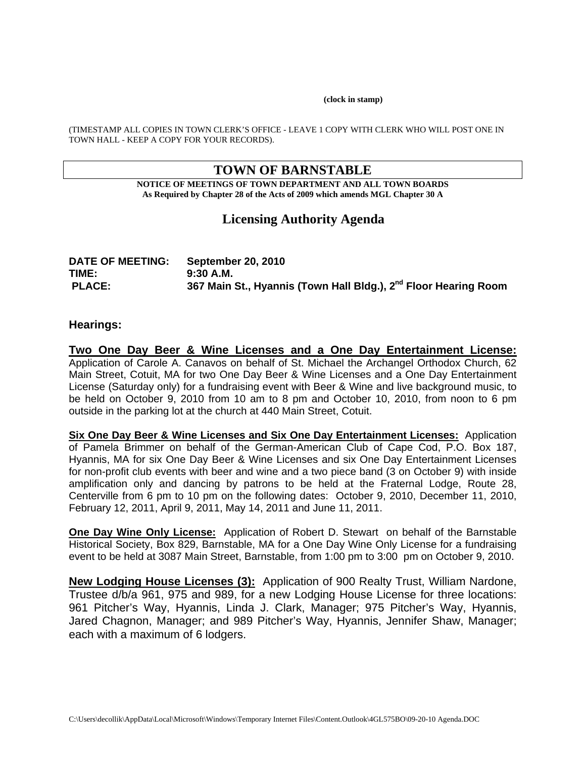(clock in stamp)

(TIMESTAMP ALL COPIES IN TOWN CLERK'S OFFICE - LEAVE 1 COPY WITH CLERK WHO WILL POST ONE IN TOWN HALL - KEEP A COPY FOR YOUR RECORDS).

# TOWN OF BARNSTABLE

**NOTICE OF MEETINGS OF TOWN DEPARTMENT AND ALL TOWN BOARDS**
**As Required by Chapter 28 of the Acts of 2009 which amends MGL Chapter 30 A**

## Licensing Authority Agenda

**DATE OF MEETING:** September 20, 2010
**TIME:** 9:30 A.M.
**PLACE:** 367 Main St., Hyannis (Town Hall Bldg.), 2nd Floor Hearing Room

### Hearings:

**Two One Day Beer & Wine Licenses and a One Day Entertainment License:** Application of Carole A. Canavos on behalf of St. Michael the Archangel Orthodox Church, 62 Main Street, Cotuit, MA for two One Day Beer & Wine Licenses and a One Day Entertainment License (Saturday only) for a fundraising event with Beer & Wine and live background music, to be held on October 9, 2010 from 10 am to 8 pm and October 10, 2010, from noon to 6 pm outside in the parking lot at the church at 440 Main Street, Cotuit.

**Six One Day Beer & Wine Licenses and Six One Day Entertainment Licenses:** Application of Pamela Brimmer on behalf of the German-American Club of Cape Cod, P.O. Box 187, Hyannis, MA for six One Day Beer & Wine Licenses and six One Day Entertainment Licenses for non-profit club events with beer and wine and a two piece band (3 on October 9) with inside amplification only and dancing by patrons to be held at the Fraternal Lodge, Route 28, Centerville from 6 pm to 10 pm on the following dates: October 9, 2010, December 11, 2010, February 12, 2011, April 9, 2011, May 14, 2011 and June 11, 2011.

**One Day Wine Only License:** Application of Robert D. Stewart on behalf of the Barnstable Historical Society, Box 829, Barnstable, MA for a One Day Wine Only License for a fundraising event to be held at 3087 Main Street, Barnstable, from 1:00 pm to 3:00 pm on October 9, 2010.

**New Lodging House Licenses (3):** Application of 900 Realty Trust, William Nardone, Trustee d/b/a 961, 975 and 989, for a new Lodging House License for three locations: 961 Pitcher's Way, Hyannis, Linda J. Clark, Manager; 975 Pitcher's Way, Hyannis, Jared Chagnon, Manager; and 989 Pitcher's Way, Hyannis, Jennifer Shaw, Manager; each with a maximum of 6 lodgers.

C:\Users\decollik\AppData\Local\Microsoft\Windows\Temporary Internet Files\Content.Outlook\4GL575BO\09-20-10 Agenda.DOC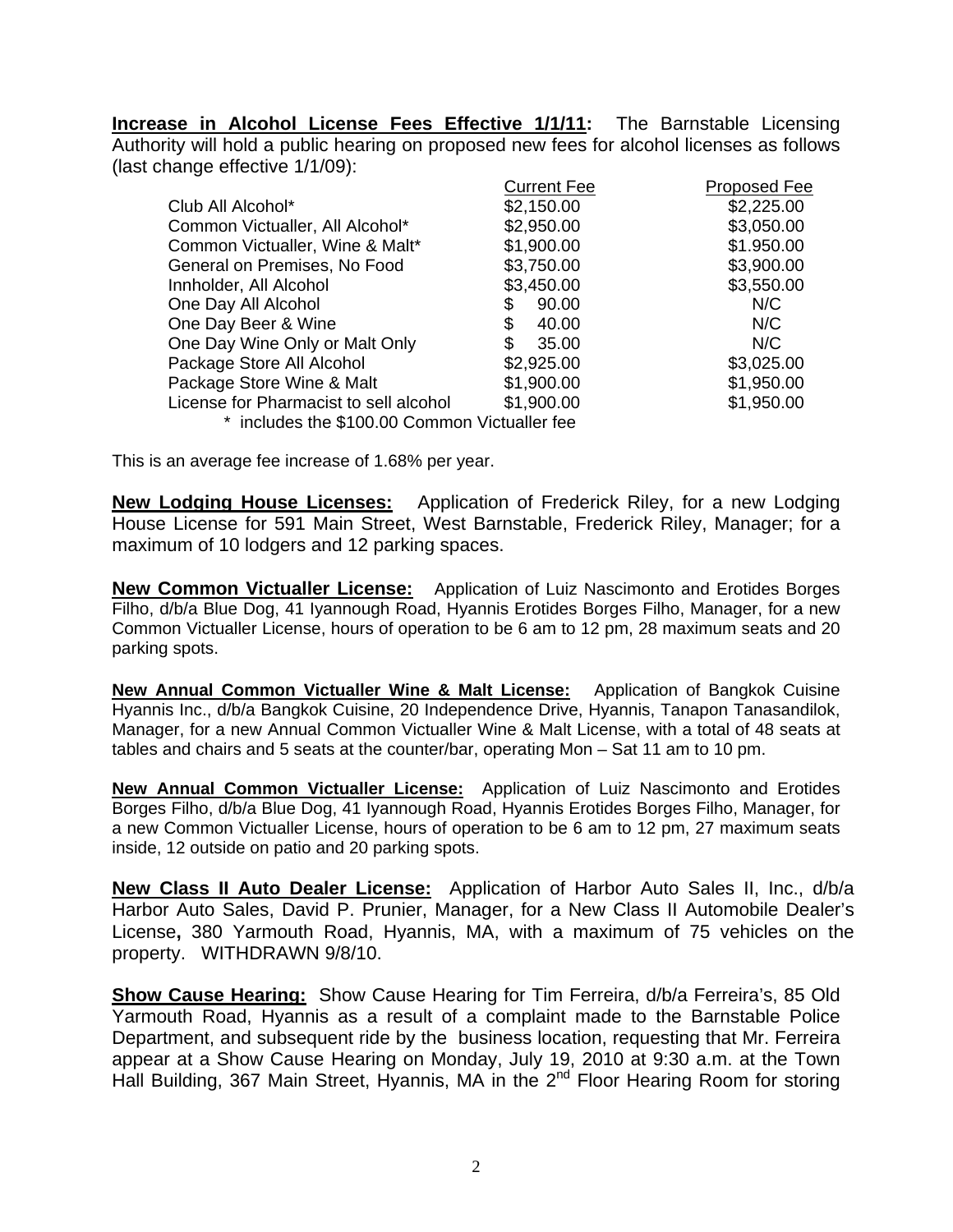**Increase in Alcohol License Fees Effective 1/1/11:** The Barnstable Licensing Authority will hold a public hearing on proposed new fees for alcohol licenses as follows (last change effective 1/1/09):

| | Current Fee | Proposed Fee |
|---|---|---|
| Club All Alcohol* | $2,150.00 | $2,225.00 |
| Common Victualler, All Alcohol* | $2,950.00 | $3,050.00 |
| Common Victualler, Wine & Malt* | $1,900.00 | $1.950.00 |
| General on Premises, No Food | $3,750.00 | $3,900.00 |
| Innholder, All Alcohol | $3,450.00 | $3,550.00 |
| One Day All Alcohol | $ 90.00 | N/C |
| One Day Beer & Wine | $ 40.00 | N/C |
| One Day Wine Only or Malt Only | $ 35.00 | N/C |
| Package Store All Alcohol | $2,925.00 | $3,025.00 |
| Package Store Wine & Malt | $1,900.00 | $1,950.00 |
| License for Pharmacist to sell alcohol | $1,900.00 | $1,950.00 |

\* includes the $100.00 Common Victualler fee

This is an average fee increase of 1.68% per year.

**New Lodging House Licenses:** Application of Frederick Riley, for a new Lodging House License for 591 Main Street, West Barnstable, Frederick Riley, Manager; for a maximum of 10 lodgers and 12 parking spaces.

**New Common Victualler License:** Application of Luiz Nascimonto and Erotides Borges Filho, d/b/a Blue Dog, 41 Iyannough Road, Hyannis Erotides Borges Filho, Manager, for a new Common Victualler License, hours of operation to be 6 am to 12 pm, 28 maximum seats and 20 parking spots.

**New Annual Common Victualler Wine & Malt License:** Application of Bangkok Cuisine Hyannis Inc., d/b/a Bangkok Cuisine, 20 Independence Drive, Hyannis, Tanapon Tanasandilok, Manager, for a new Annual Common Victualler Wine & Malt License, with a total of 48 seats at tables and chairs and 5 seats at the counter/bar, operating Mon – Sat 11 am to 10 pm.

**New Annual Common Victualler License:** Application of Luiz Nascimonto and Erotides Borges Filho, d/b/a Blue Dog, 41 Iyannough Road, Hyannis Erotides Borges Filho, Manager, for a new Common Victualler License, hours of operation to be 6 am to 12 pm, 27 maximum seats inside, 12 outside on patio and 20 parking spots.

**New Class II Auto Dealer License:** Application of Harbor Auto Sales II, Inc., d/b/a Harbor Auto Sales, David P. Prunier, Manager, for a New Class II Automobile Dealer's License**,** 380 Yarmouth Road, Hyannis, MA, with a maximum of 75 vehicles on the property. WITHDRAWN 9/8/10.

**Show Cause Hearing:** Show Cause Hearing for Tim Ferreira, d/b/a Ferreira's, 85 Old Yarmouth Road, Hyannis as a result of a complaint made to the Barnstable Police Department, and subsequent ride by the business location, requesting that Mr. Ferreira appear at a Show Cause Hearing on Monday, July 19, 2010 at 9:30 a.m. at the Town Hall Building, 367 Main Street, Hyannis, MA in the 2nd Floor Hearing Room for storing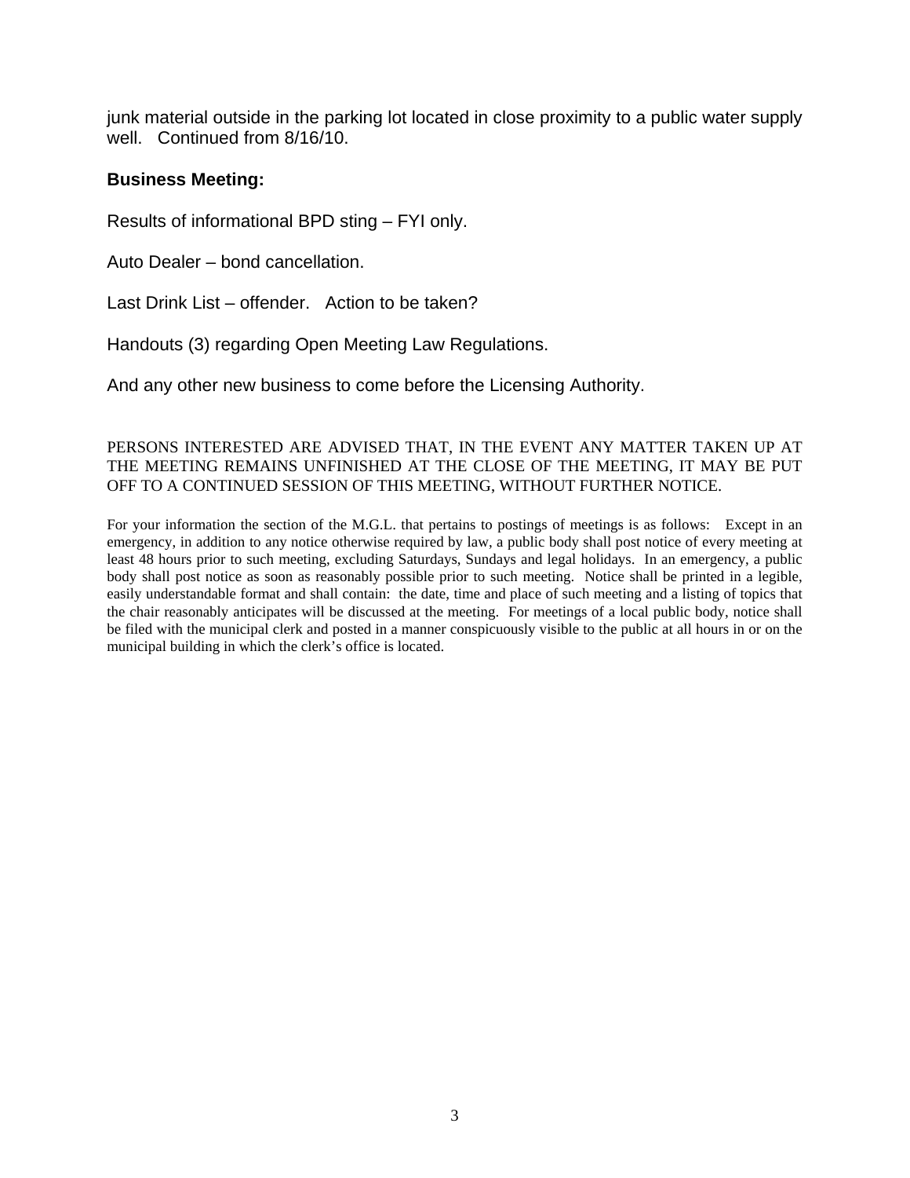junk material outside in the parking lot located in close proximity to a public water supply well. Continued from 8/16/10.

**Business Meeting:**

Results of informational BPD sting – FYI only.

Auto Dealer – bond cancellation.

Last Drink List – offender. Action to be taken?

Handouts (3) regarding Open Meeting Law Regulations.

And any other new business to come before the Licensing Authority.

PERSONS INTERESTED ARE ADVISED THAT, IN THE EVENT ANY MATTER TAKEN UP AT THE MEETING REMAINS UNFINISHED AT THE CLOSE OF THE MEETING, IT MAY BE PUT OFF TO A CONTINUED SESSION OF THIS MEETING, WITHOUT FURTHER NOTICE.

For your information the section of the M.G.L. that pertains to postings of meetings is as follows: Except in an emergency, in addition to any notice otherwise required by law, a public body shall post notice of every meeting at least 48 hours prior to such meeting, excluding Saturdays, Sundays and legal holidays. In an emergency, a public body shall post notice as soon as reasonably possible prior to such meeting. Notice shall be printed in a legible, easily understandable format and shall contain: the date, time and place of such meeting and a listing of topics that the chair reasonably anticipates will be discussed at the meeting. For meetings of a local public body, notice shall be filed with the municipal clerk and posted in a manner conspicuously visible to the public at all hours in or on the municipal building in which the clerk's office is located.